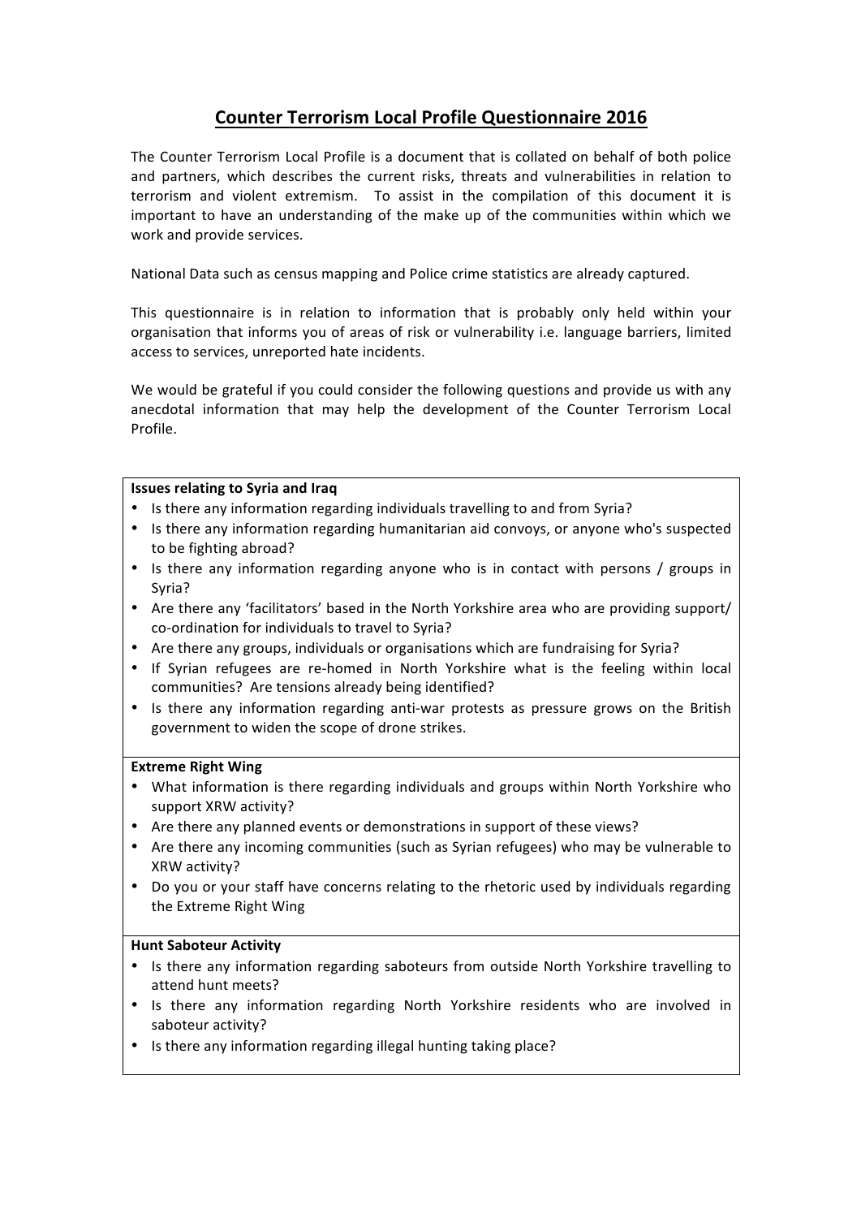# Counter Terrorism Local Profile Questionnaire 2016

The Counter Terrorism Local Profile is a document that is collated on behalf of both police and partners, which describes the current risks, threats and vulnerabilities in relation to terrorism and violent extremism. To assist in the compilation of this document it is important to have an understanding of the make up of the communities within which we work and provide services.

National Data such as census mapping and Police crime statistics are already captured.

This questionnaire is in relation to information that is probably only held within your organisation that informs you of areas of risk or vulnerability i.e. language barriers, limited access to services, unreported hate incidents.

We would be grateful if you could consider the following questions and provide us with any anecdotal information that may help the development of the Counter Terrorism Local Profile.

**Issues relating to Syria and Iraq**

- Is there any information regarding individuals travelling to and from Syria?
- Is there any information regarding humanitarian aid convoys, or anyone who's suspected to be fighting abroad?
- Is there any information regarding anyone who is in contact with persons / groups in Syria?
- Are there any 'facilitators' based in the North Yorkshire area who are providing support/ co-ordination for individuals to travel to Syria?
- Are there any groups, individuals or organisations which are fundraising for Syria?
- If Syrian refugees are re-homed in North Yorkshire what is the feeling within local communities? Are tensions already being identified?
- Is there any information regarding anti-war protests as pressure grows on the British government to widen the scope of drone strikes.

**Extreme Right Wing**

- What information is there regarding individuals and groups within North Yorkshire who support XRW activity?
- Are there any planned events or demonstrations in support of these views?
- Are there any incoming communities (such as Syrian refugees) who may be vulnerable to XRW activity?
- Do you or your staff have concerns relating to the rhetoric used by individuals regarding the Extreme Right Wing

**Hunt Saboteur Activity**

- Is there any information regarding saboteurs from outside North Yorkshire travelling to attend hunt meets?
- Is there any information regarding North Yorkshire residents who are involved in saboteur activity?
- Is there any information regarding illegal hunting taking place?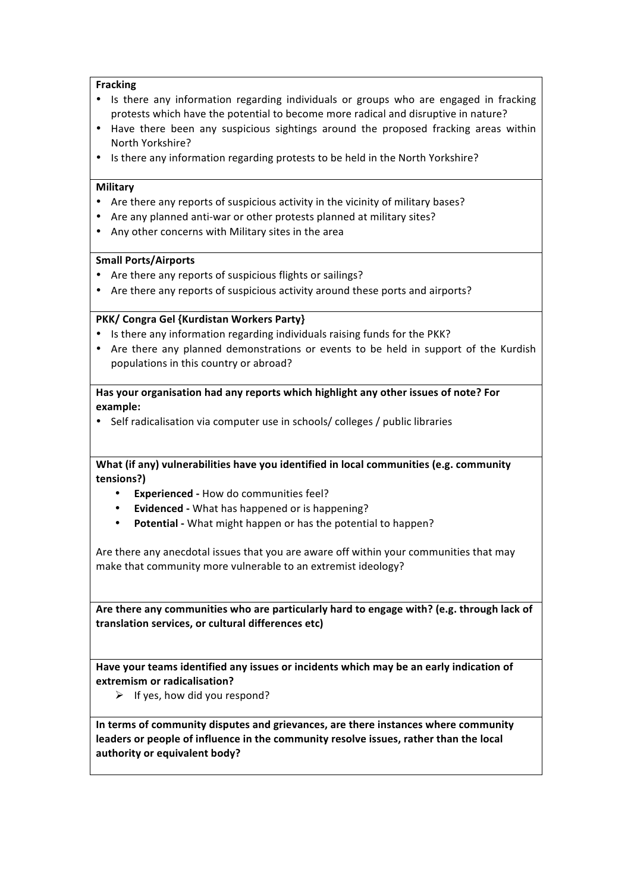**Fracking**

- Is there any information regarding individuals or groups who are engaged in fracking protests which have the potential to become more radical and disruptive in nature?
- Have there been any suspicious sightings around the proposed fracking areas within North Yorkshire?
- Is there any information regarding protests to be held in the North Yorkshire?

**Military**

- Are there any reports of suspicious activity in the vicinity of military bases?
- Are any planned anti-war or other protests planned at military sites?
- Any other concerns with Military sites in the area

**Small Ports/Airports**

- Are there any reports of suspicious flights or sailings?
- Are there any reports of suspicious activity around these ports and airports?

**PKK/ Congra Gel {Kurdistan Workers Party}**

- Is there any information regarding individuals raising funds for the PKK?
- Are there any planned demonstrations or events to be held in support of the Kurdish populations in this country or abroad?

**Has your organisation had any reports which highlight any other issues of note? For example:**

- Self radicalisation via computer use in schools/ colleges / public libraries

**What (if any) vulnerabilities have you identified in local communities (e.g. community tensions?)**

- **Experienced -** How do communities feel?
- **Evidenced -** What has happened or is happening?
- **Potential -** What might happen or has the potential to happen?

Are there any anecdotal issues that you are aware off within your communities that may make that community more vulnerable to an extremist ideology?

**Are there any communities who are particularly hard to engage with? (e.g. through lack of translation services, or cultural differences etc)**

**Have your teams identified any issues or incidents which may be an early indication of extremism or radicalisation?**

- If yes, how did you respond?

**In terms of community disputes and grievances, are there instances where community leaders or people of influence in the community resolve issues, rather than the local authority or equivalent body?**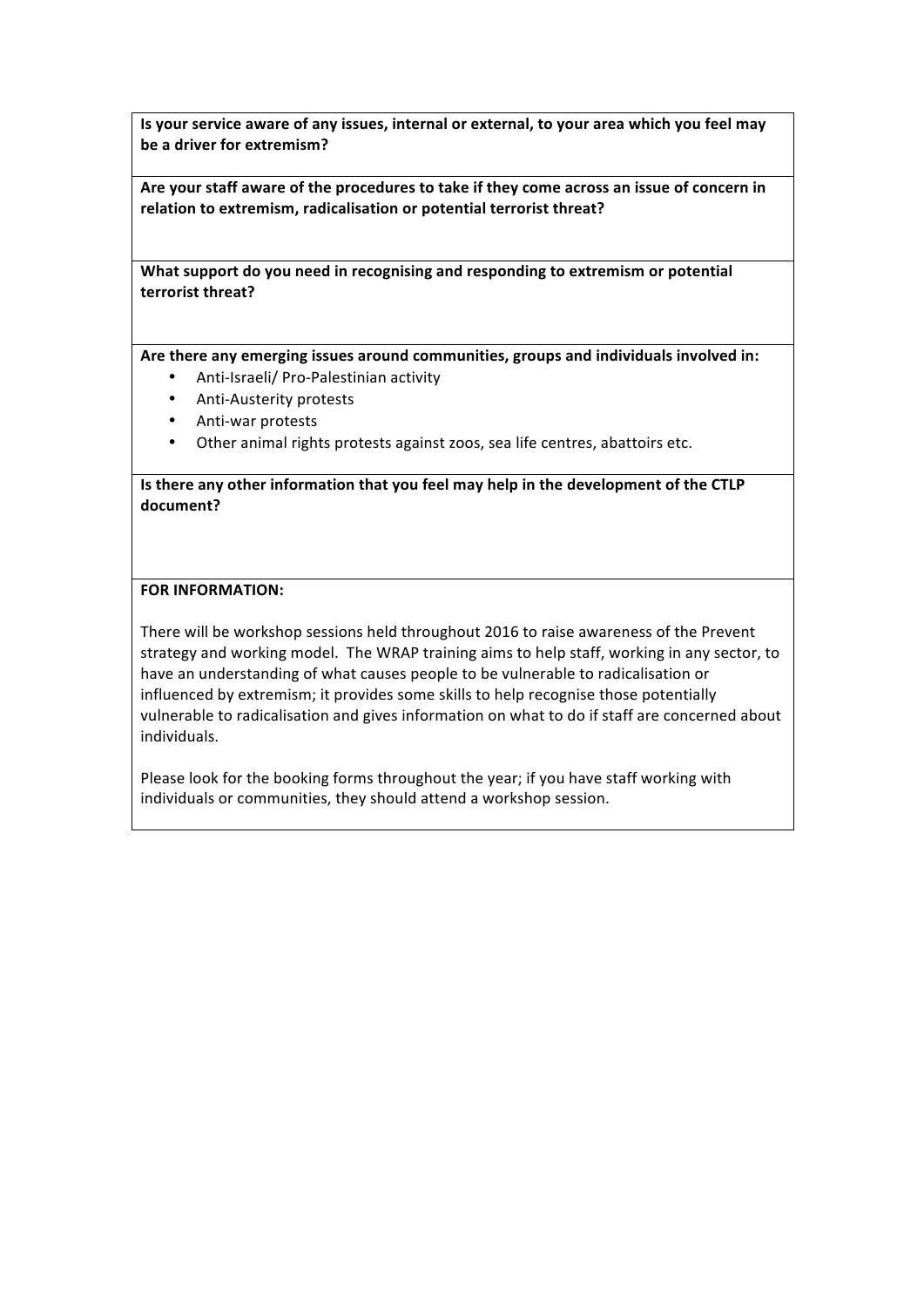**Is your service aware of any issues, internal or external, to your area which you feel may be a driver for extremism?**

**Are your staff aware of the procedures to take if they come across an issue of concern in relation to extremism, radicalisation or potential terrorist threat?**

**What support do you need in recognising and responding to extremism or potential terrorist threat?**

**Are there any emerging issues around communities, groups and individuals involved in:**

- Anti-Israeli/ Pro-Palestinian activity
- Anti-Austerity protests
- Anti-war protests
- Other animal rights protests against zoos, sea life centres, abattoirs etc.

**Is there any other information that you feel may help in the development of the CTLP document?**

**FOR INFORMATION:**

There will be workshop sessions held throughout 2016 to raise awareness of the Prevent strategy and working model. The WRAP training aims to help staff, working in any sector, to have an understanding of what causes people to be vulnerable to radicalisation or influenced by extremism; it provides some skills to help recognise those potentially vulnerable to radicalisation and gives information on what to do if staff are concerned about individuals.

Please look for the booking forms throughout the year; if you have staff working with individuals or communities, they should attend a workshop session.